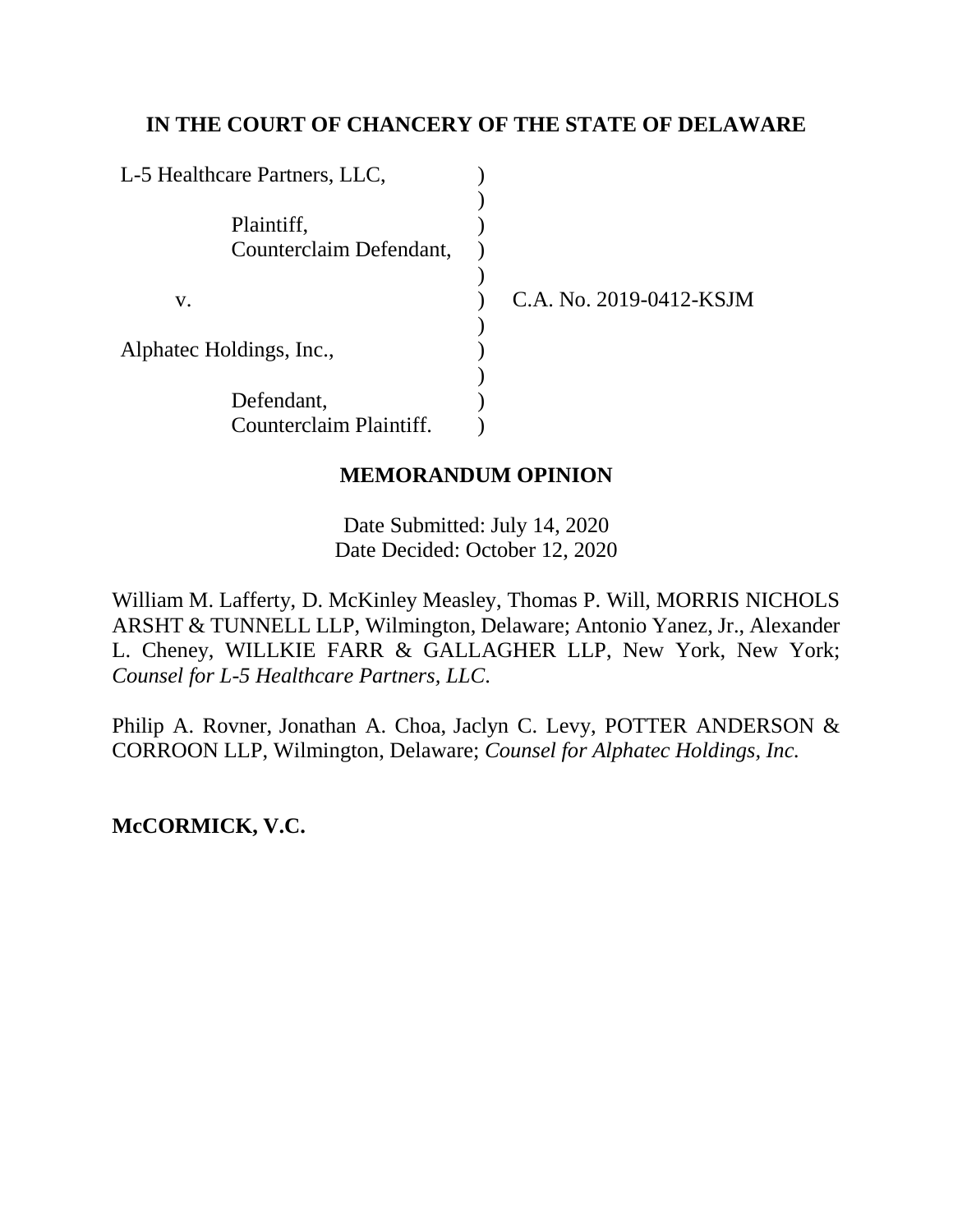**IN THE COURT OF CHANCERY OF THE STATE OF DELAWARE**

| | | |
|---|---|---|
| L-5 Healthcare Partners, LLC, | ) | |
| | ) | |
| Plaintiff, | ) | |
| Counterclaim Defendant, | ) | |
| | ) | |
| v. | ) | C.A. No. 2019-0412-KSJM |
| | ) | |
| Alphatec Holdings, Inc., | ) | |
| | ) | |
| Defendant, | ) | |
| Counterclaim Plaintiff. | ) | |

**MEMORANDUM OPINION**

Date Submitted: July 14, 2020
Date Decided: October 12, 2020

William M. Lafferty, D. McKinley Measley, Thomas P. Will, MORRIS NICHOLS ARSHT & TUNNELL LLP, Wilmington, Delaware; Antonio Yanez, Jr., Alexander L. Cheney, WILLKIE FARR & GALLAGHER LLP, New York, New York; *Counsel for L-5 Healthcare Partners, LLC*.

Philip A. Rovner, Jonathan A. Choa, Jaclyn C. Levy, POTTER ANDERSON & CORROON LLP, Wilmington, Delaware; *Counsel for Alphatec Holdings, Inc.*

**McCORMICK, V.C.**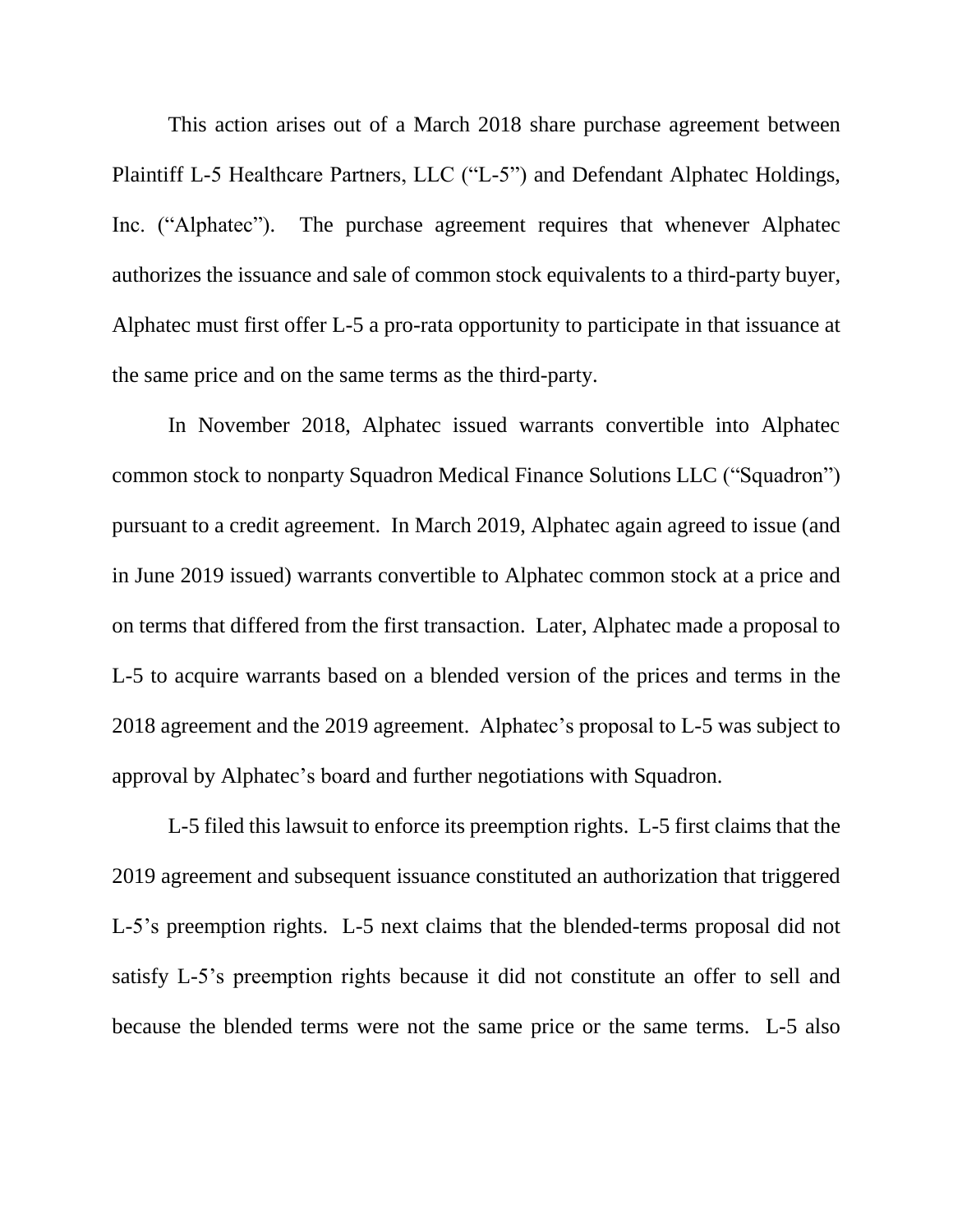This action arises out of a March 2018 share purchase agreement between Plaintiff L-5 Healthcare Partners, LLC ("L-5") and Defendant Alphatec Holdings, Inc. ("Alphatec"). The purchase agreement requires that whenever Alphatec authorizes the issuance and sale of common stock equivalents to a third-party buyer, Alphatec must first offer L-5 a pro-rata opportunity to participate in that issuance at the same price and on the same terms as the third-party.

In November 2018, Alphatec issued warrants convertible into Alphatec common stock to nonparty Squadron Medical Finance Solutions LLC ("Squadron") pursuant to a credit agreement. In March 2019, Alphatec again agreed to issue (and in June 2019 issued) warrants convertible to Alphatec common stock at a price and on terms that differed from the first transaction. Later, Alphatec made a proposal to L-5 to acquire warrants based on a blended version of the prices and terms in the 2018 agreement and the 2019 agreement. Alphatec's proposal to L-5 was subject to approval by Alphatec's board and further negotiations with Squadron.

L-5 filed this lawsuit to enforce its preemption rights. L-5 first claims that the 2019 agreement and subsequent issuance constituted an authorization that triggered L-5's preemption rights. L-5 next claims that the blended-terms proposal did not satisfy L-5's preemption rights because it did not constitute an offer to sell and because the blended terms were not the same price or the same terms. L-5 also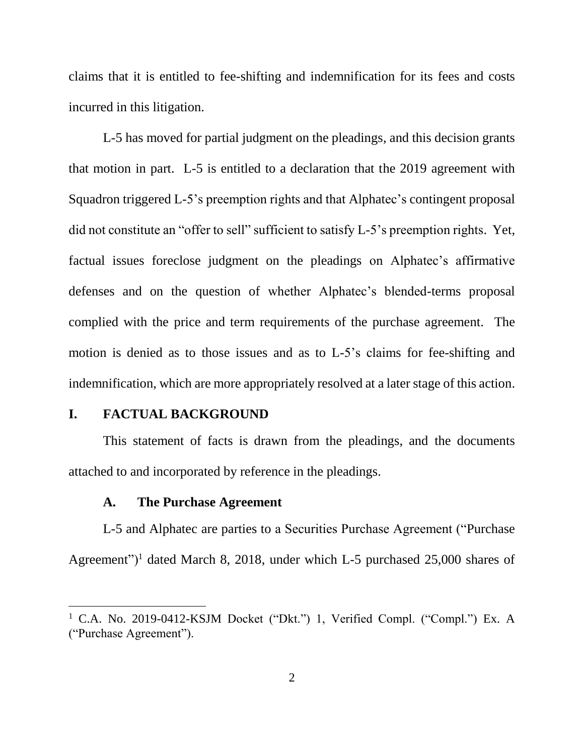claims that it is entitled to fee-shifting and indemnification for its fees and costs incurred in this litigation.

L-5 has moved for partial judgment on the pleadings, and this decision grants that motion in part. L-5 is entitled to a declaration that the 2019 agreement with Squadron triggered L-5's preemption rights and that Alphatec's contingent proposal did not constitute an "offer to sell" sufficient to satisfy L-5's preemption rights. Yet, factual issues foreclose judgment on the pleadings on Alphatec's affirmative defenses and on the question of whether Alphatec's blended-terms proposal complied with the price and term requirements of the purchase agreement. The motion is denied as to those issues and as to L-5's claims for fee-shifting and indemnification, which are more appropriately resolved at a later stage of this action.

## I. FACTUAL BACKGROUND

This statement of facts is drawn from the pleadings, and the documents attached to and incorporated by reference in the pleadings.

### A. The Purchase Agreement

L-5 and Alphatec are parties to a Securities Purchase Agreement ("Purchase Agreement")[1] dated March 8, 2018, under which L-5 purchased 25,000 shares of

---

[1] C.A. No. 2019-0412-KSJM Docket ("Dkt.") 1, Verified Compl. ("Compl.") Ex. A ("Purchase Agreement").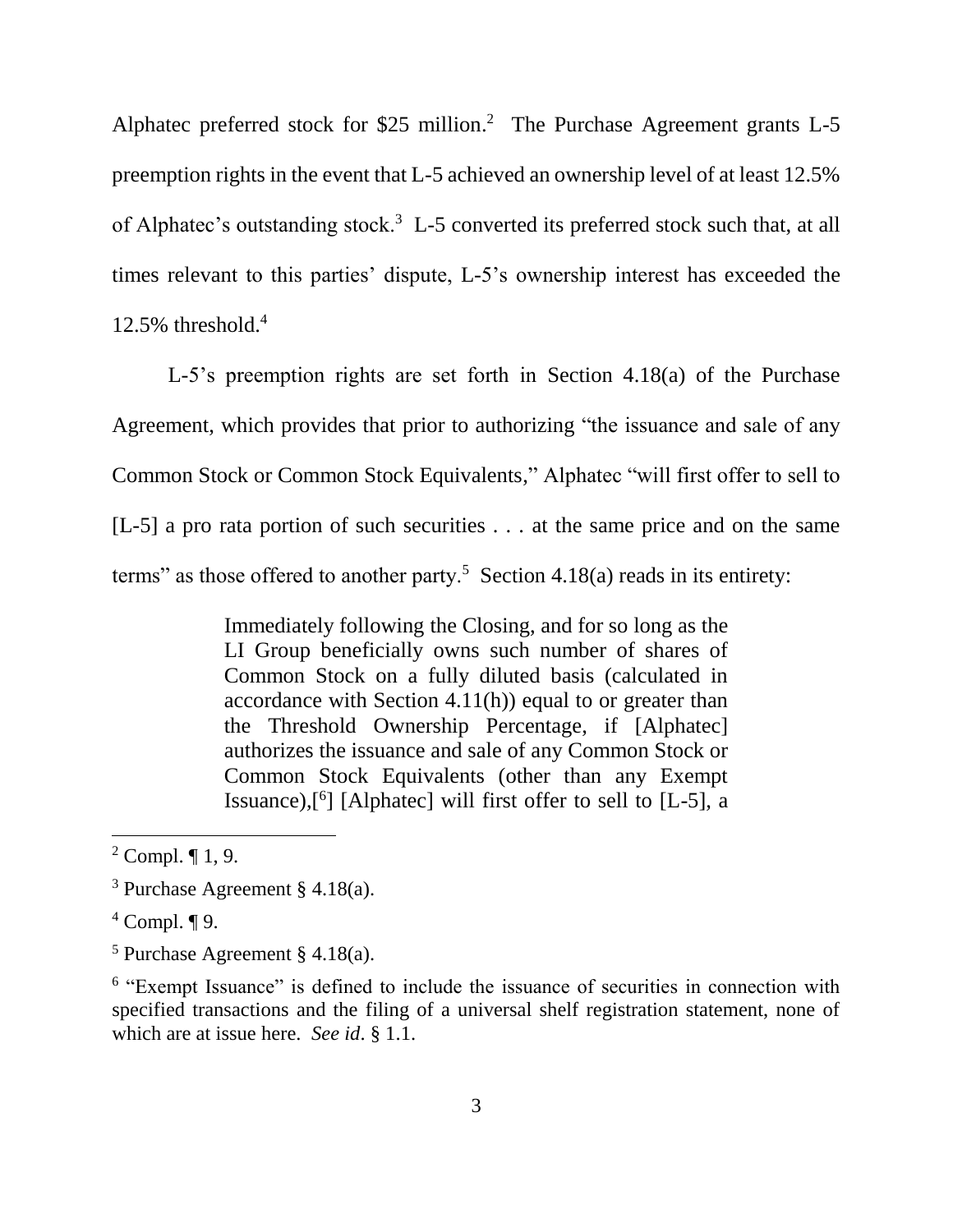Alphatec preferred stock for $25 million.[2] The Purchase Agreement grants L-5 preemption rights in the event that L-5 achieved an ownership level of at least 12.5% of Alphatec's outstanding stock.[3] L-5 converted its preferred stock such that, at all times relevant to this parties' dispute, L-5's ownership interest has exceeded the 12.5% threshold.[4]

L-5's preemption rights are set forth in Section 4.18(a) of the Purchase Agreement, which provides that prior to authorizing "the issuance and sale of any Common Stock or Common Stock Equivalents," Alphatec "will first offer to sell to [L-5] a pro rata portion of such securities . . . at the same price and on the same terms" as those offered to another party.[5] Section 4.18(a) reads in its entirety:

> Immediately following the Closing, and for so long as the LI Group beneficially owns such number of shares of Common Stock on a fully diluted basis (calculated in accordance with Section 4.11(h)) equal to or greater than the Threshold Ownership Percentage, if [Alphatec] authorizes the issuance and sale of any Common Stock or Common Stock Equivalents (other than any Exempt Issuance),[6] [Alphatec] will first offer to sell to [L-5], a

---

[2] Compl. ¶ 1, 9.

[3] Purchase Agreement § 4.18(a).

[4] Compl. ¶ 9.

[5] Purchase Agreement § 4.18(a).

[6] "Exempt Issuance" is defined to include the issuance of securities in connection with specified transactions and the filing of a universal shelf registration statement, none of which are at issue here. *See id*. § 1.1.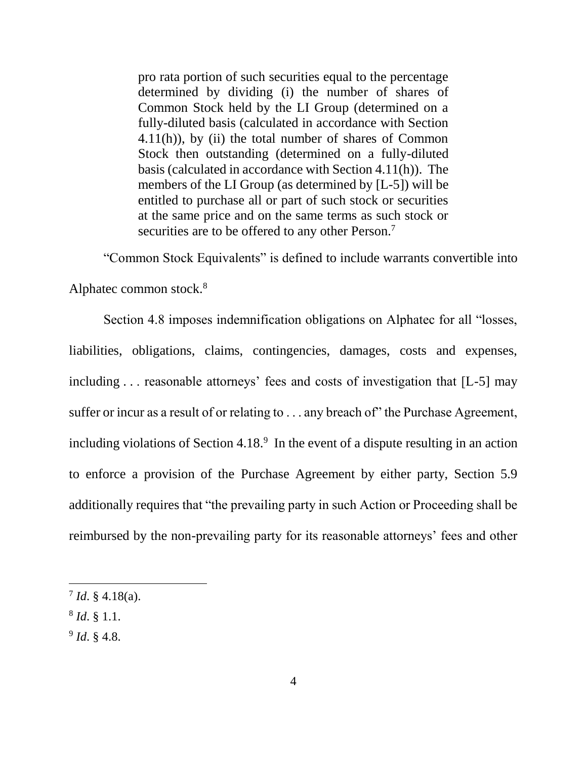> pro rata portion of such securities equal to the percentage determined by dividing (i) the number of shares of Common Stock held by the LI Group (determined on a fully-diluted basis (calculated in accordance with Section 4.11(h)), by (ii) the total number of shares of Common Stock then outstanding (determined on a fully-diluted basis (calculated in accordance with Section 4.11(h)). The members of the LI Group (as determined by [L-5]) will be entitled to purchase all or part of such stock or securities at the same price and on the same terms as such stock or securities are to be offered to any other Person.[7]

"Common Stock Equivalents" is defined to include warrants convertible into Alphatec common stock.[8]

Section 4.8 imposes indemnification obligations on Alphatec for all "losses, liabilities, obligations, claims, contingencies, damages, costs and expenses, including . . . reasonable attorneys' fees and costs of investigation that [L-5] may suffer or incur as a result of or relating to . . . any breach of" the Purchase Agreement, including violations of Section 4.18.[9] In the event of a dispute resulting in an action to enforce a provision of the Purchase Agreement by either party, Section 5.9 additionally requires that "the prevailing party in such Action or Proceeding shall be reimbursed by the non-prevailing party for its reasonable attorneys' fees and other

---

[7] *Id.* § 4.18(a).

[8] *Id.* § 1.1.

[9] *Id.* § 4.8.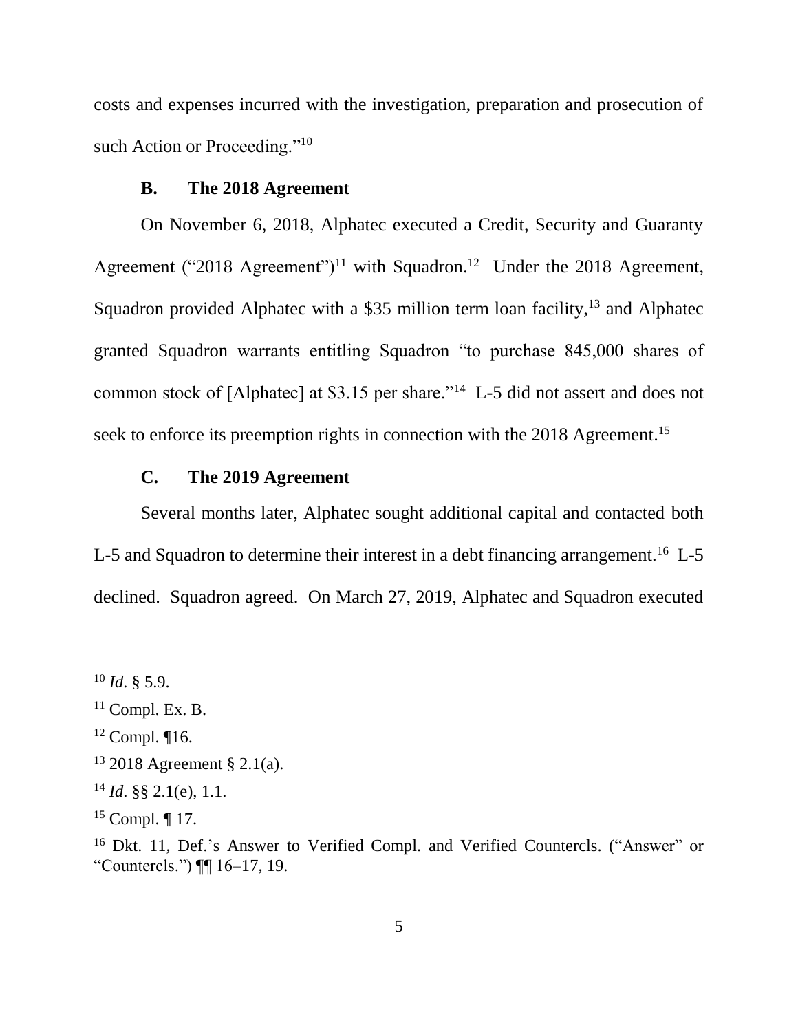costs and expenses incurred with the investigation, preparation and prosecution of such Action or Proceeding."[10]

### B. The 2018 Agreement

On November 6, 2018, Alphatec executed a Credit, Security and Guaranty Agreement ("2018 Agreement")[11] with Squadron.[12] Under the 2018 Agreement, Squadron provided Alphatec with a $35 million term loan facility,[13] and Alphatec granted Squadron warrants entitling Squadron "to purchase 845,000 shares of common stock of [Alphatec] at $3.15 per share."[14] L-5 did not assert and does not seek to enforce its preemption rights in connection with the 2018 Agreement.[15]

### C. The 2019 Agreement

Several months later, Alphatec sought additional capital and contacted both L-5 and Squadron to determine their interest in a debt financing arrangement.[16] L-5 declined. Squadron agreed. On March 27, 2019, Alphatec and Squadron executed

---

[10] *Id*. § 5.9.

[11] Compl. Ex. B.

[12] Compl. ¶16.

[13] 2018 Agreement § 2.1(a).

[14] *Id*. §§ 2.1(e), 1.1.

[15] Compl. ¶ 17.

[16] Dkt. 11, Def.'s Answer to Verified Compl. and Verified Countercls. ("Answer" or "Countercls.") ¶¶ 16–17, 19.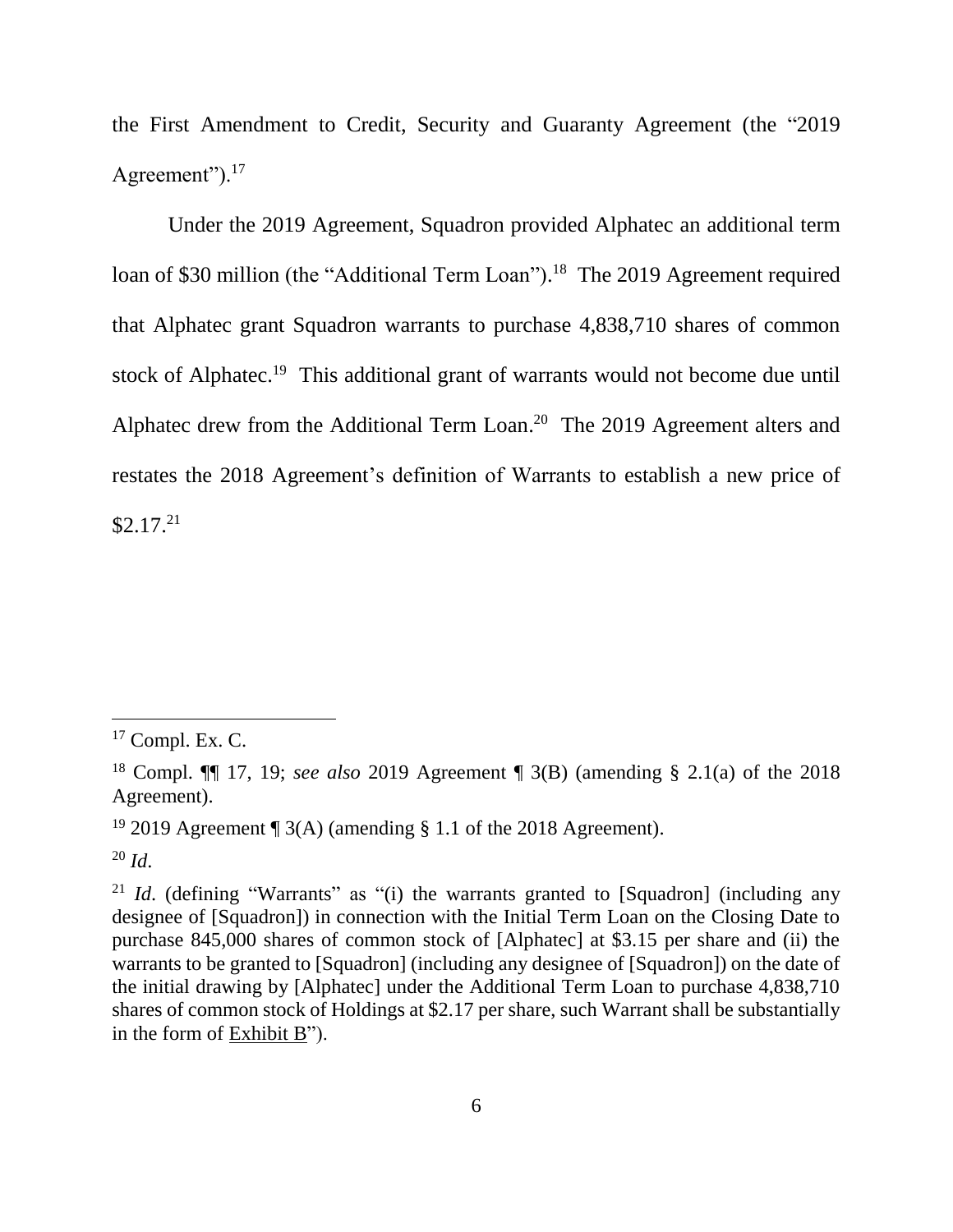the First Amendment to Credit, Security and Guaranty Agreement (the "2019 Agreement").[17]

Under the 2019 Agreement, Squadron provided Alphatec an additional term loan of $30 million (the "Additional Term Loan").[18] The 2019 Agreement required that Alphatec grant Squadron warrants to purchase 4,838,710 shares of common stock of Alphatec.[19] This additional grant of warrants would not become due until Alphatec drew from the Additional Term Loan.[20] The 2019 Agreement alters and restates the 2018 Agreement's definition of Warrants to establish a new price of $2.17.[21]

---

[17] Compl. Ex. C.

[18] Compl. ¶¶ 17, 19; *see also* 2019 Agreement ¶ 3(B) (amending § 2.1(a) of the 2018 Agreement).

[19] 2019 Agreement ¶ 3(A) (amending § 1.1 of the 2018 Agreement).

[20] *Id*.

[21] *Id*. (defining "Warrants" as "(i) the warrants granted to [Squadron] (including any designee of [Squadron]) in connection with the Initial Term Loan on the Closing Date to purchase 845,000 shares of common stock of [Alphatec] at $3.15 per share and (ii) the warrants to be granted to [Squadron] (including any designee of [Squadron]) on the date of the initial drawing by [Alphatec] under the Additional Term Loan to purchase 4,838,710 shares of common stock of Holdings at $2.17 per share, such Warrant shall be substantially in the form of Exhibit B").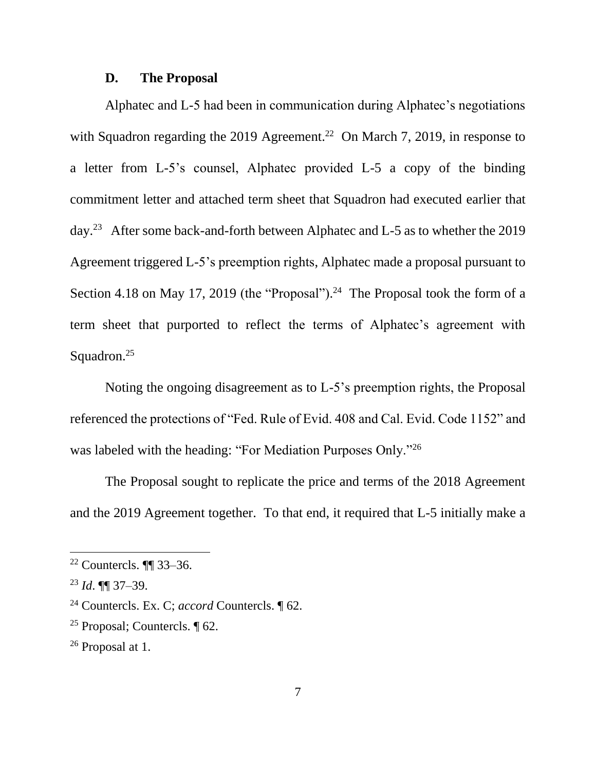### D. The Proposal

Alphatec and L-5 had been in communication during Alphatec's negotiations with Squadron regarding the 2019 Agreement.[22] On March 7, 2019, in response to a letter from L-5's counsel, Alphatec provided L-5 a copy of the binding commitment letter and attached term sheet that Squadron had executed earlier that day.[23] After some back-and-forth between Alphatec and L-5 as to whether the 2019 Agreement triggered L-5's preemption rights, Alphatec made a proposal pursuant to Section 4.18 on May 17, 2019 (the "Proposal").[24] The Proposal took the form of a term sheet that purported to reflect the terms of Alphatec's agreement with Squadron.[25]

Noting the ongoing disagreement as to L-5's preemption rights, the Proposal referenced the protections of "Fed. Rule of Evid. 408 and Cal. Evid. Code 1152" and was labeled with the heading: "For Mediation Purposes Only."[26]

The Proposal sought to replicate the price and terms of the 2018 Agreement and the 2019 Agreement together. To that end, it required that L-5 initially make a

---

[22] Countercls. ¶¶ 33–36.

[23] *Id*. ¶¶ 37–39.

[24] Countercls. Ex. C; *accord* Countercls. ¶ 62.

[25] Proposal; Countercls. ¶ 62.

[26] Proposal at 1.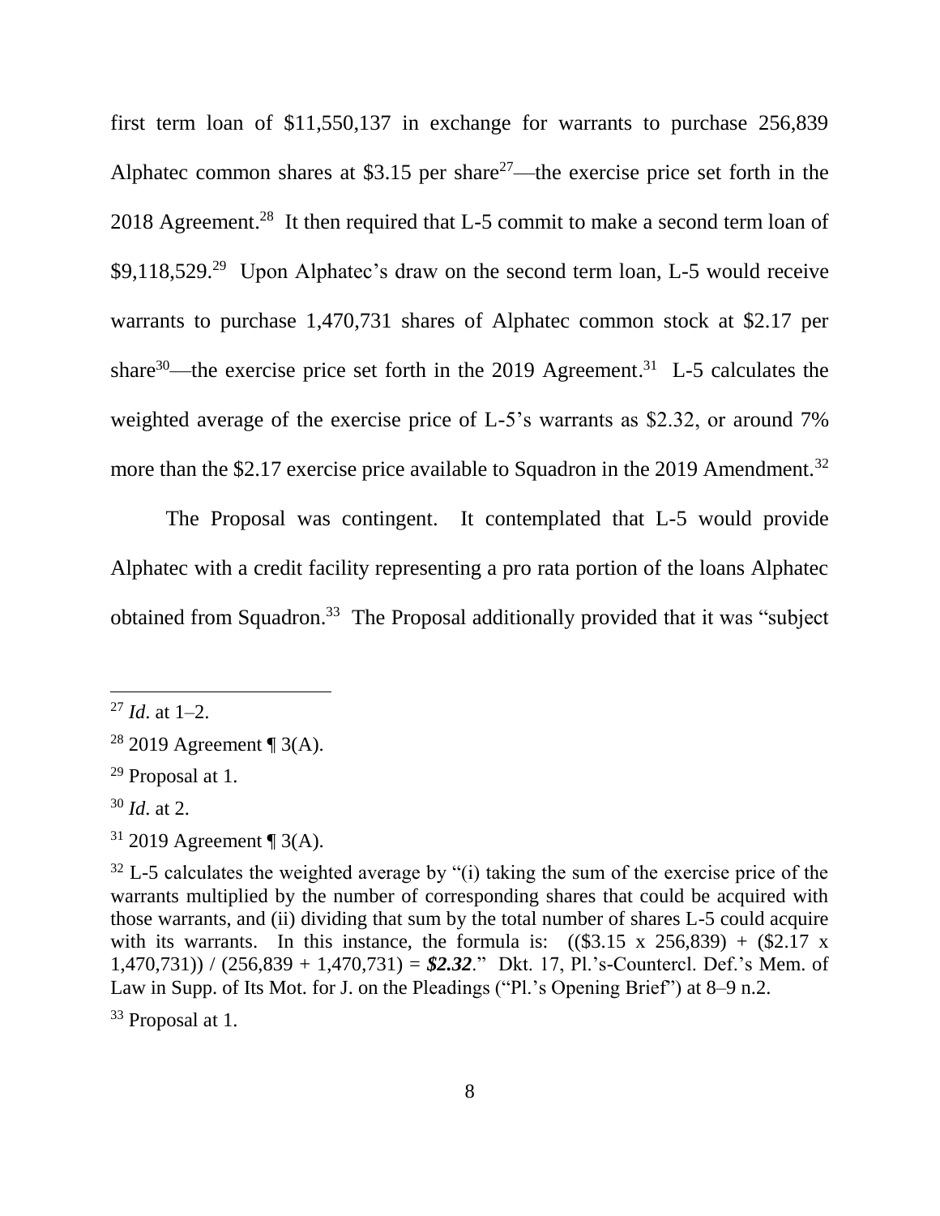first term loan of $11,550,137 in exchange for warrants to purchase 256,839 Alphatec common shares at $3.15 per share[27]—the exercise price set forth in the 2018 Agreement.[28] It then required that L-5 commit to make a second term loan of $9,118,529.[29] Upon Alphatec's draw on the second term loan, L-5 would receive warrants to purchase 1,470,731 shares of Alphatec common stock at $2.17 per share[30]—the exercise price set forth in the 2019 Agreement.[31] L-5 calculates the weighted average of the exercise price of L-5's warrants as $2.32, or around 7% more than the $2.17 exercise price available to Squadron in the 2019 Amendment.[32]

The Proposal was contingent. It contemplated that L-5 would provide Alphatec with a credit facility representing a pro rata portion of the loans Alphatec obtained from Squadron.[33] The Proposal additionally provided that it was "subject

---

[27] *Id*. at 1–2.

[28] 2019 Agreement ¶ 3(A).

[29] Proposal at 1.

[30] *Id*. at 2.

[31] 2019 Agreement ¶ 3(A).

[32] L-5 calculates the weighted average by "(i) taking the sum of the exercise price of the warrants multiplied by the number of corresponding shares that could be acquired with those warrants, and (ii) dividing that sum by the total number of shares L-5 could acquire with its warrants. In this instance, the formula is: (($3.15 x 256,839) + ($2.17 x 1,470,731)) / (256,839 + 1,470,731) = ***$2.32***." Dkt. 17, Pl.'s-Countercl. Def.'s Mem. of Law in Supp. of Its Mot. for J. on the Pleadings ("Pl.'s Opening Brief") at 8–9 n.2.

[33] Proposal at 1.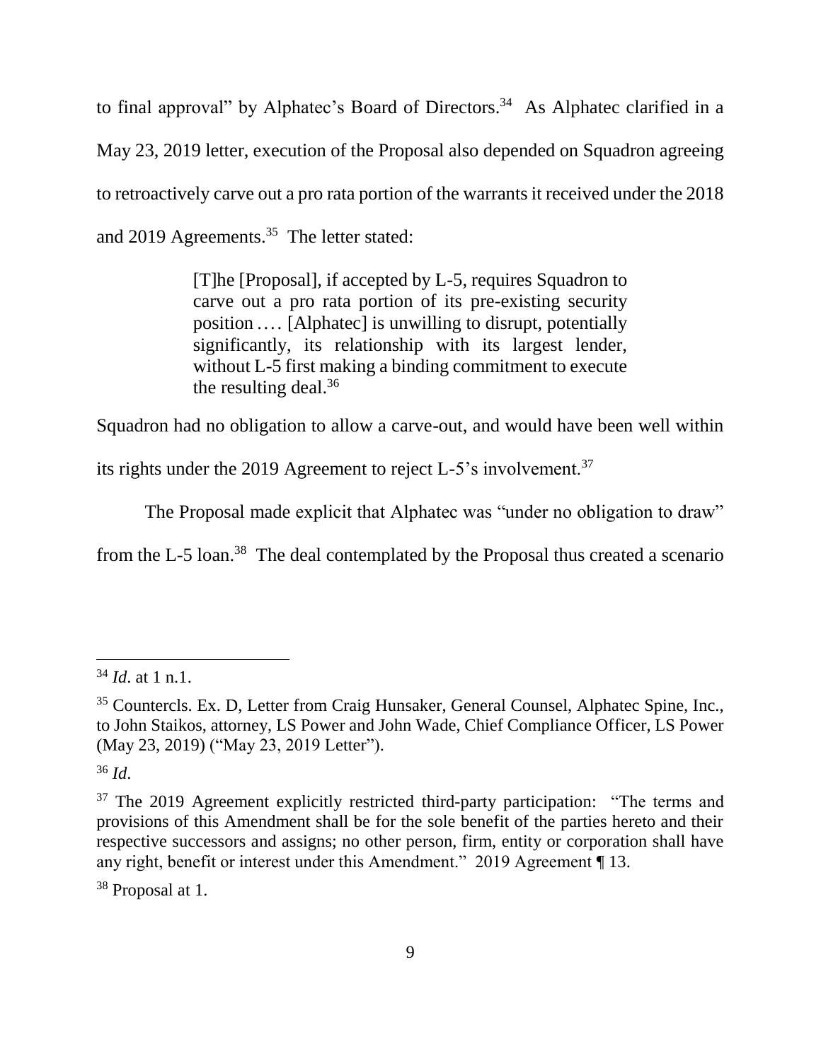to final approval" by Alphatec's Board of Directors.[34] As Alphatec clarified in a May 23, 2019 letter, execution of the Proposal also depended on Squadron agreeing to retroactively carve out a pro rata portion of the warrants it received under the 2018 and 2019 Agreements.[35] The letter stated:

> [T]he [Proposal], if accepted by L-5, requires Squadron to carve out a pro rata portion of its pre-existing security position .... [Alphatec] is unwilling to disrupt, potentially significantly, its relationship with its largest lender, without L-5 first making a binding commitment to execute the resulting deal.[36]

Squadron had no obligation to allow a carve-out, and would have been well within its rights under the 2019 Agreement to reject L-5's involvement.[37]

The Proposal made explicit that Alphatec was "under no obligation to draw" from the L-5 loan.[38] The deal contemplated by the Proposal thus created a scenario

---

[34] *Id*. at 1 n.1.

[35] Countercls. Ex. D, Letter from Craig Hunsaker, General Counsel, Alphatec Spine, Inc., to John Staikos, attorney, LS Power and John Wade, Chief Compliance Officer, LS Power (May 23, 2019) ("May 23, 2019 Letter").

[36] *Id*.

[37] The 2019 Agreement explicitly restricted third-party participation: "The terms and provisions of this Amendment shall be for the sole benefit of the parties hereto and their respective successors and assigns; no other person, firm, entity or corporation shall have any right, benefit or interest under this Amendment." 2019 Agreement ¶ 13.

[38] Proposal at 1.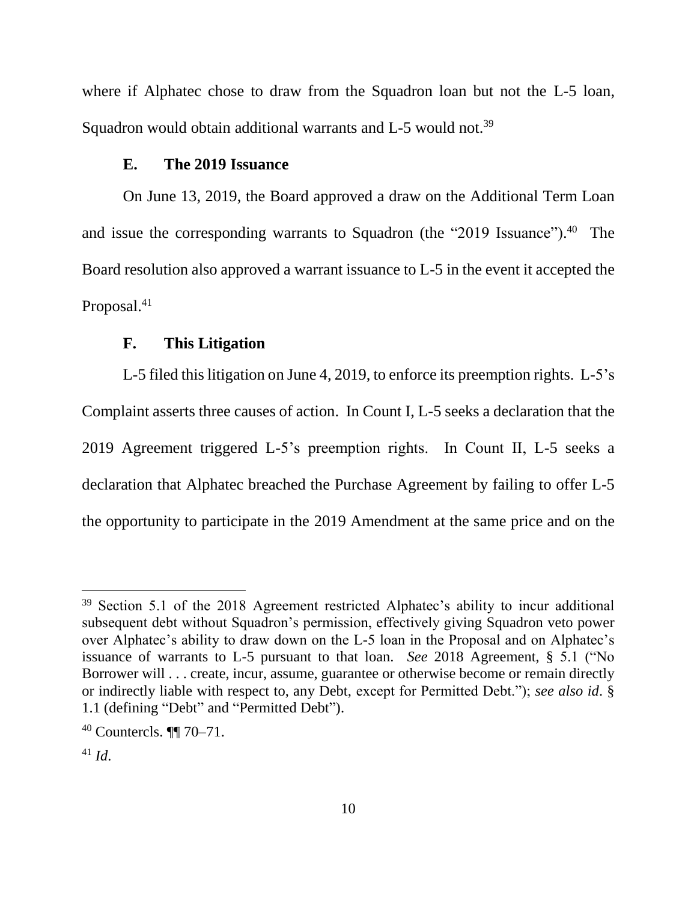where if Alphatec chose to draw from the Squadron loan but not the L-5 loan, Squadron would obtain additional warrants and L-5 would not.[39]

### E. The 2019 Issuance

On June 13, 2019, the Board approved a draw on the Additional Term Loan and issue the corresponding warrants to Squadron (the "2019 Issuance").[40] The Board resolution also approved a warrant issuance to L-5 in the event it accepted the Proposal.[41]

### F. This Litigation

L-5 filed this litigation on June 4, 2019, to enforce its preemption rights. L-5's Complaint asserts three causes of action. In Count I, L-5 seeks a declaration that the 2019 Agreement triggered L-5's preemption rights. In Count II, L-5 seeks a declaration that Alphatec breached the Purchase Agreement by failing to offer L-5 the opportunity to participate in the 2019 Amendment at the same price and on the

---

[39] Section 5.1 of the 2018 Agreement restricted Alphatec's ability to incur additional subsequent debt without Squadron's permission, effectively giving Squadron veto power over Alphatec's ability to draw down on the L-5 loan in the Proposal and on Alphatec's issuance of warrants to L-5 pursuant to that loan. *See* 2018 Agreement, § 5.1 ("No Borrower will . . . create, incur, assume, guarantee or otherwise become or remain directly or indirectly liable with respect to, any Debt, except for Permitted Debt."); *see also id*. § 1.1 (defining "Debt" and "Permitted Debt").

[40] Countercls. ¶¶ 70–71.

[41] *Id*.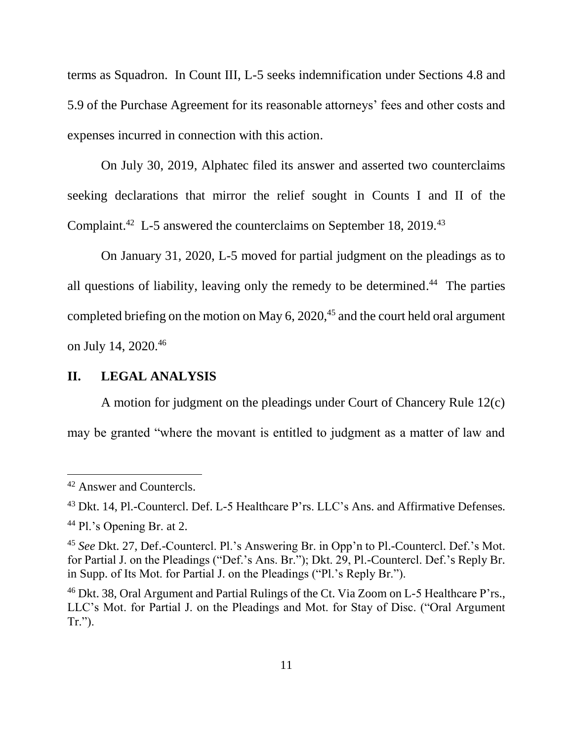terms as Squadron. In Count III, L-5 seeks indemnification under Sections 4.8 and 5.9 of the Purchase Agreement for its reasonable attorneys' fees and other costs and expenses incurred in connection with this action.

On July 30, 2019, Alphatec filed its answer and asserted two counterclaims seeking declarations that mirror the relief sought in Counts I and II of the Complaint.[42] L-5 answered the counterclaims on September 18, 2019.[43]

On January 31, 2020, L-5 moved for partial judgment on the pleadings as to all questions of liability, leaving only the remedy to be determined.[44] The parties completed briefing on the motion on May 6, 2020,[45] and the court held oral argument on July 14, 2020.[46]

## II. LEGAL ANALYSIS

A motion for judgment on the pleadings under Court of Chancery Rule 12(c) may be granted "where the movant is entitled to judgment as a matter of law and

---

[42] Answer and Countercls.

[43] Dkt. 14, Pl.-Countercl. Def. L-5 Healthcare P'rs. LLC's Ans. and Affirmative Defenses.

[44] Pl.'s Opening Br. at 2.

[45] *See* Dkt. 27, Def.-Countercl. Pl.'s Answering Br. in Opp'n to Pl.-Countercl. Def.'s Mot. for Partial J. on the Pleadings ("Def.'s Ans. Br."); Dkt. 29, Pl.-Countercl. Def.'s Reply Br. in Supp. of Its Mot. for Partial J. on the Pleadings ("Pl.'s Reply Br.").

[46] Dkt. 38, Oral Argument and Partial Rulings of the Ct. Via Zoom on L-5 Healthcare P'rs., LLC's Mot. for Partial J. on the Pleadings and Mot. for Stay of Disc. ("Oral Argument Tr.").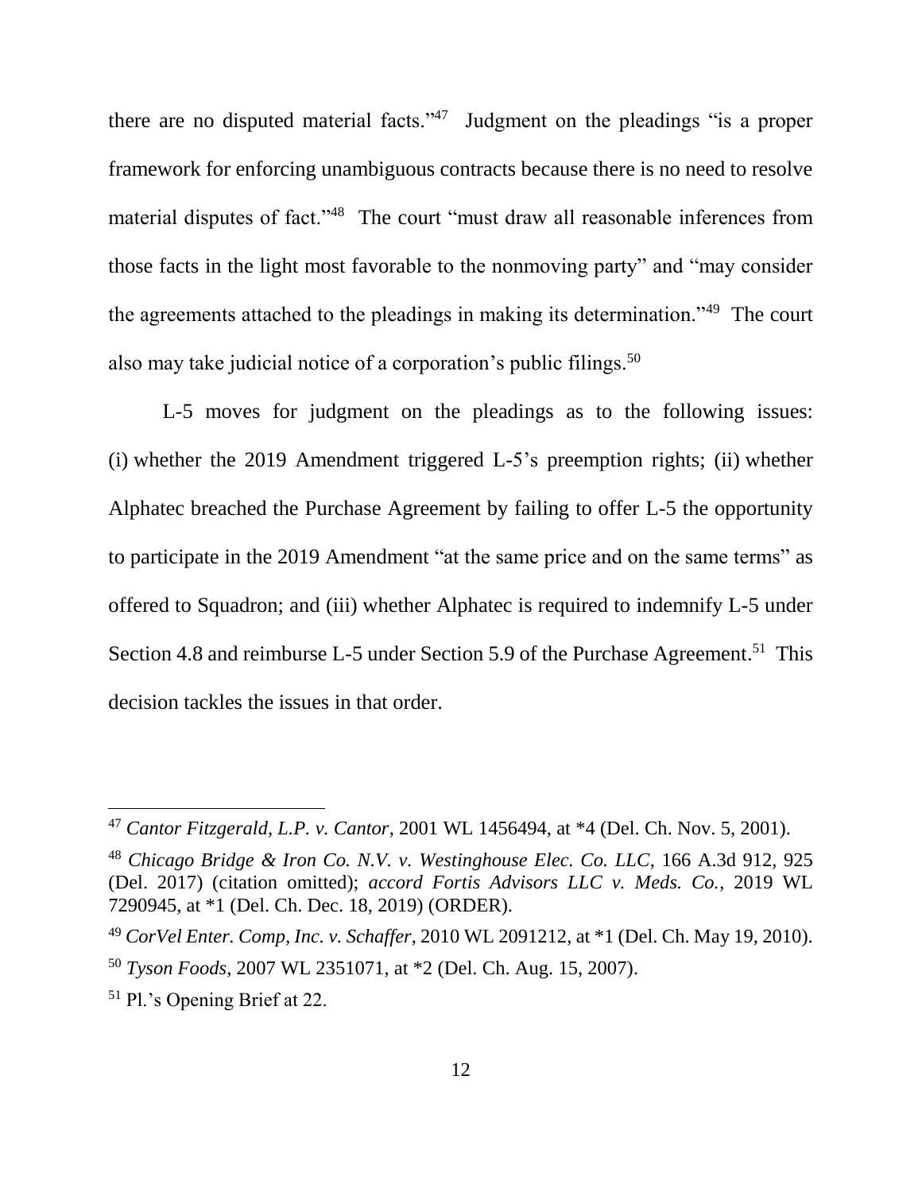there are no disputed material facts."[47] Judgment on the pleadings "is a proper framework for enforcing unambiguous contracts because there is no need to resolve material disputes of fact."[48] The court "must draw all reasonable inferences from those facts in the light most favorable to the nonmoving party" and "may consider the agreements attached to the pleadings in making its determination."[49] The court also may take judicial notice of a corporation's public filings.[50]

L-5 moves for judgment on the pleadings as to the following issues: (i) whether the 2019 Amendment triggered L-5's preemption rights; (ii) whether Alphatec breached the Purchase Agreement by failing to offer L-5 the opportunity to participate in the 2019 Amendment "at the same price and on the same terms" as offered to Squadron; and (iii) whether Alphatec is required to indemnify L-5 under Section 4.8 and reimburse L-5 under Section 5.9 of the Purchase Agreement.[51] This decision tackles the issues in that order.

---

[47] *Cantor Fitzgerald, L.P. v. Cantor*, 2001 WL 1456494, at *4 (Del. Ch. Nov. 5, 2001).

[48] *Chicago Bridge & Iron Co. N.V. v. Westinghouse Elec. Co. LLC*, 166 A.3d 912, 925 (Del. 2017) (citation omitted); *accord Fortis Advisors LLC v. Meds. Co.*, 2019 WL 7290945, at *1 (Del. Ch. Dec. 18, 2019) (ORDER).

[49] *CorVel Enter. Comp, Inc. v. Schaffer*, 2010 WL 2091212, at *1 (Del. Ch. May 19, 2010).

[50] *Tyson Foods*, 2007 WL 2351071, at *2 (Del. Ch. Aug. 15, 2007).

[51] Pl.'s Opening Brief at 22.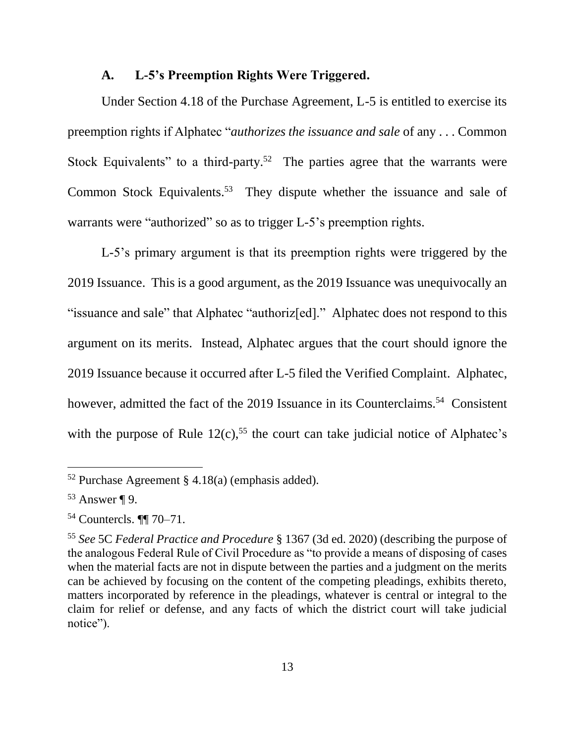### A. L-5's Preemption Rights Were Triggered.

Under Section 4.18 of the Purchase Agreement, L-5 is entitled to exercise its preemption rights if Alphatec "*authorizes the issuance and sale* of any . . . Common Stock Equivalents" to a third-party.[52] The parties agree that the warrants were Common Stock Equivalents.[53] They dispute whether the issuance and sale of warrants were "authorized" so as to trigger L-5's preemption rights.

L-5's primary argument is that its preemption rights were triggered by the 2019 Issuance. This is a good argument, as the 2019 Issuance was unequivocally an "issuance and sale" that Alphatec "authoriz[ed]." Alphatec does not respond to this argument on its merits. Instead, Alphatec argues that the court should ignore the 2019 Issuance because it occurred after L-5 filed the Verified Complaint. Alphatec, however, admitted the fact of the 2019 Issuance in its Counterclaims.[54] Consistent with the purpose of Rule 12(c),[55] the court can take judicial notice of Alphatec's

---

[52] Purchase Agreement § 4.18(a) (emphasis added).

[53] Answer ¶ 9.

[54] Countercls. ¶¶ 70–71.

[55] *See* 5C *Federal Practice and Procedure* § 1367 (3d ed. 2020) (describing the purpose of the analogous Federal Rule of Civil Procedure as "to provide a means of disposing of cases when the material facts are not in dispute between the parties and a judgment on the merits can be achieved by focusing on the content of the competing pleadings, exhibits thereto, matters incorporated by reference in the pleadings, whatever is central or integral to the claim for relief or defense, and any facts of which the district court will take judicial notice").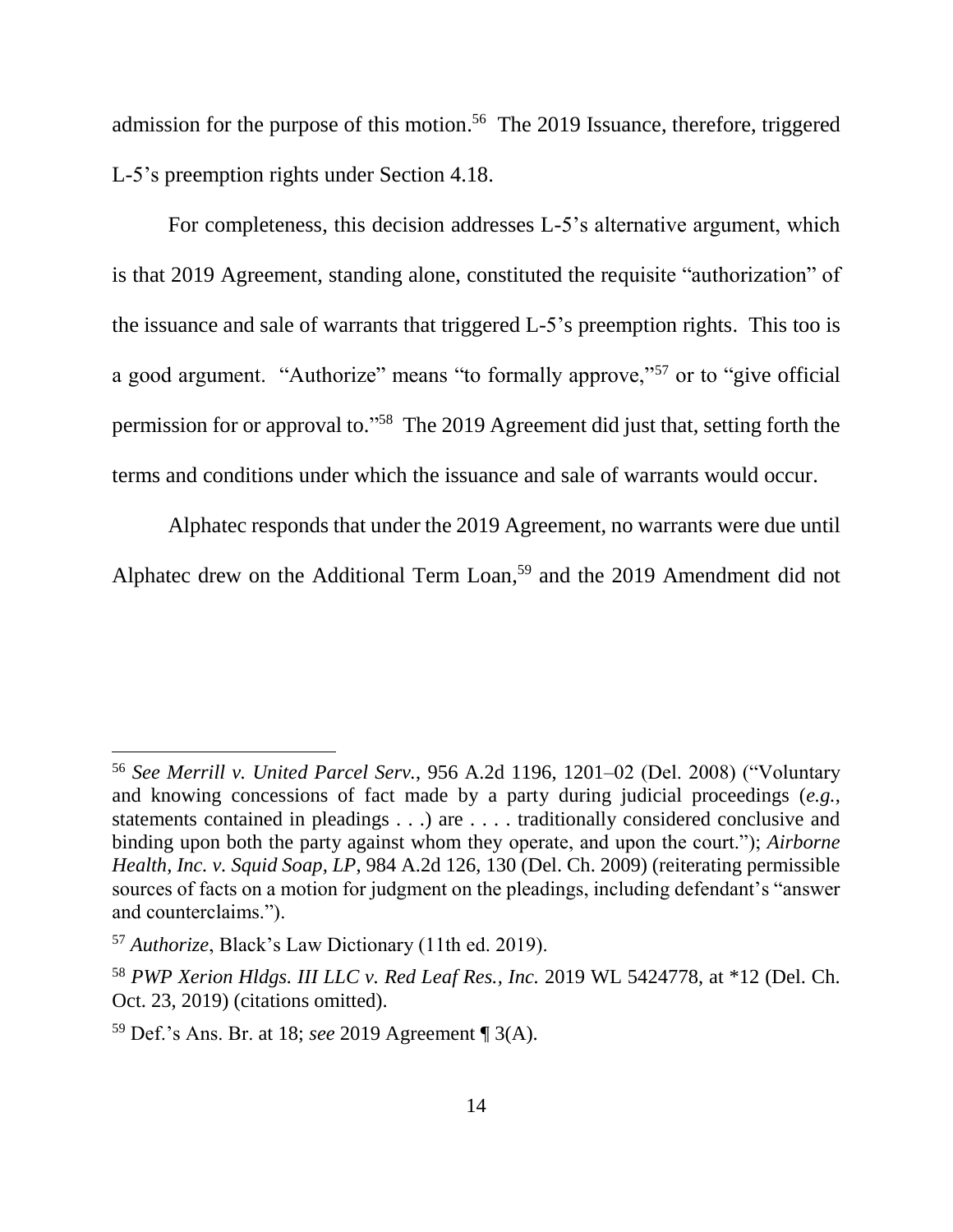admission for the purpose of this motion.[56] The 2019 Issuance, therefore, triggered L-5's preemption rights under Section 4.18.

For completeness, this decision addresses L-5's alternative argument, which is that 2019 Agreement, standing alone, constituted the requisite "authorization" of the issuance and sale of warrants that triggered L-5's preemption rights. This too is a good argument. "Authorize" means "to formally approve,"[57] or to "give official permission for or approval to."[58] The 2019 Agreement did just that, setting forth the terms and conditions under which the issuance and sale of warrants would occur.

Alphatec responds that under the 2019 Agreement, no warrants were due until Alphatec drew on the Additional Term Loan,[59] and the 2019 Amendment did not

---

[56] *See Merrill v. United Parcel Serv.*, 956 A.2d 1196, 1201–02 (Del. 2008) ("Voluntary and knowing concessions of fact made by a party during judicial proceedings (*e.g.*, statements contained in pleadings . . .) are . . . . traditionally considered conclusive and binding upon both the party against whom they operate, and upon the court."); *Airborne Health, Inc. v. Squid Soap, LP*, 984 A.2d 126, 130 (Del. Ch. 2009) (reiterating permissible sources of facts on a motion for judgment on the pleadings, including defendant's "answer and counterclaims.").

[57] *Authorize*, Black's Law Dictionary (11th ed. 2019).

[58] *PWP Xerion Hldgs. III LLC v. Red Leaf Res., Inc.* 2019 WL 5424778, at *12 (Del. Ch. Oct. 23, 2019) (citations omitted).

[59] Def.'s Ans. Br. at 18; *see* 2019 Agreement ¶ 3(A).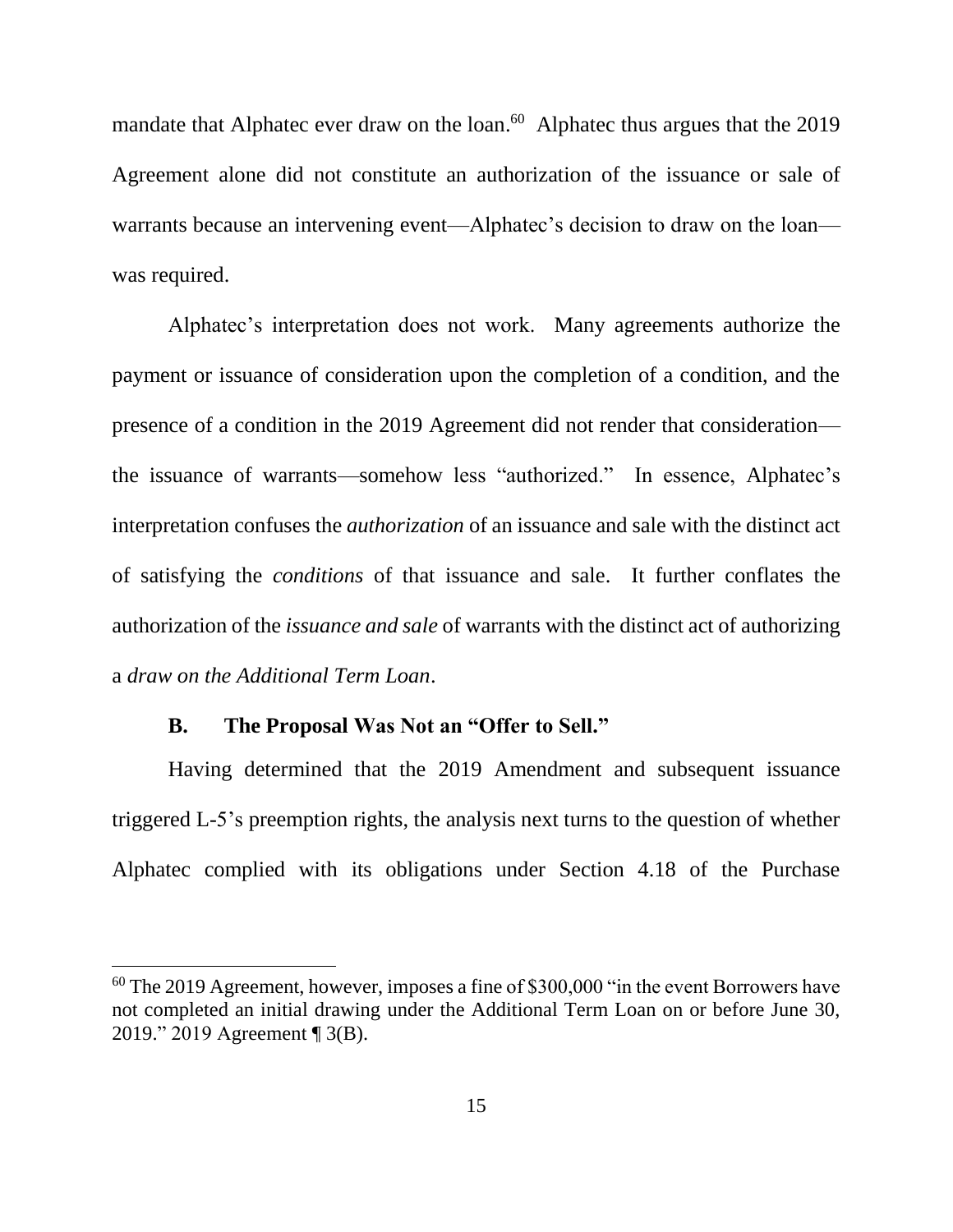mandate that Alphatec ever draw on the loan.[60] Alphatec thus argues that the 2019 Agreement alone did not constitute an authorization of the issuance or sale of warrants because an intervening event—Alphatec's decision to draw on the loan—was required.

Alphatec's interpretation does not work. Many agreements authorize the payment or issuance of consideration upon the completion of a condition, and the presence of a condition in the 2019 Agreement did not render that consideration—the issuance of warrants—somehow less "authorized." In essence, Alphatec's interpretation confuses the *authorization* of an issuance and sale with the distinct act of satisfying the *conditions* of that issuance and sale. It further conflates the authorization of the *issuance and sale* of warrants with the distinct act of authorizing a *draw on the Additional Term Loan*.

### B. The Proposal Was Not an "Offer to Sell."

Having determined that the 2019 Amendment and subsequent issuance triggered L-5's preemption rights, the analysis next turns to the question of whether Alphatec complied with its obligations under Section 4.18 of the Purchase

---

[60] The 2019 Agreement, however, imposes a fine of $300,000 "in the event Borrowers have not completed an initial drawing under the Additional Term Loan on or before June 30, 2019." 2019 Agreement ¶ 3(B).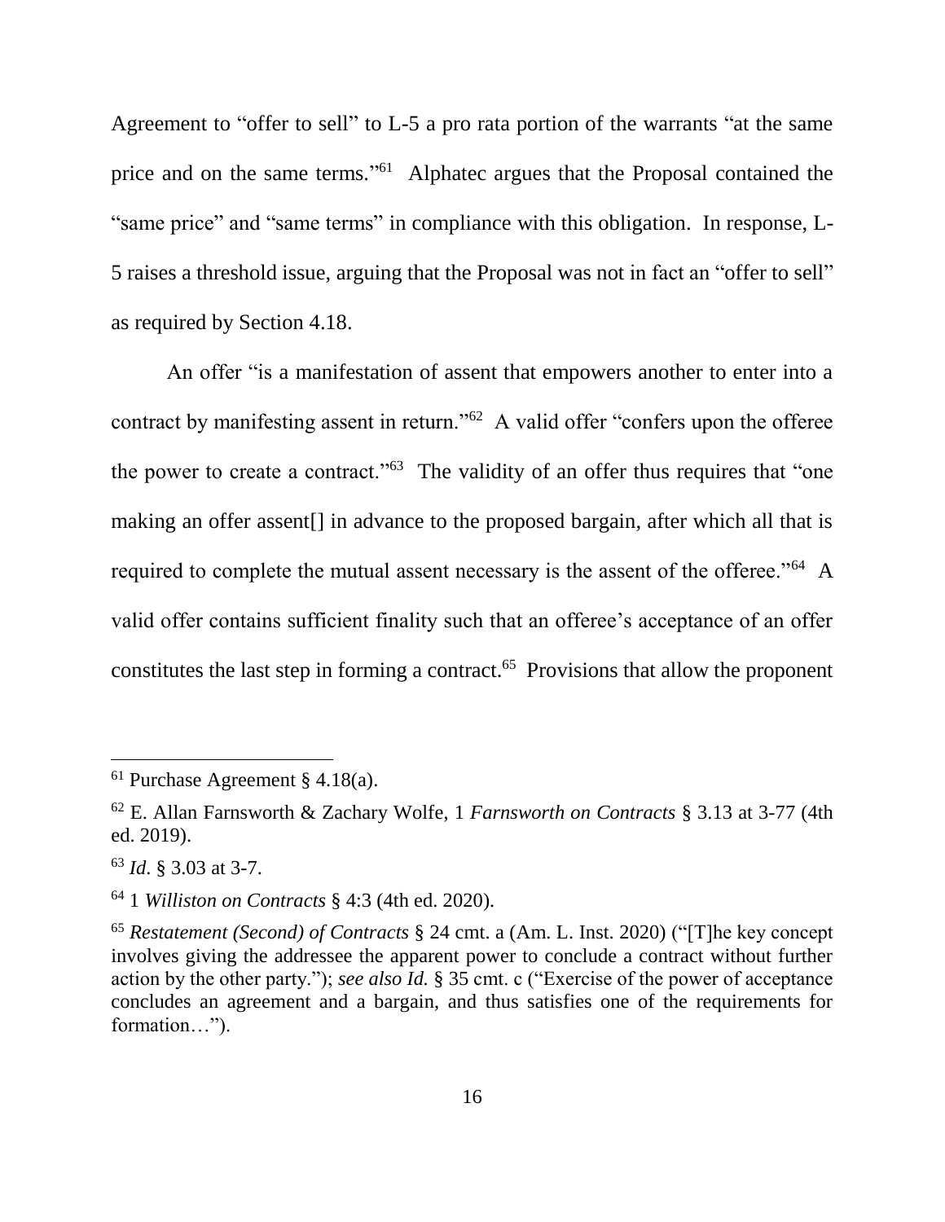Agreement to "offer to sell" to L-5 a pro rata portion of the warrants "at the same price and on the same terms."[61] Alphatec argues that the Proposal contained the "same price" and "same terms" in compliance with this obligation. In response, L-5 raises a threshold issue, arguing that the Proposal was not in fact an "offer to sell" as required by Section 4.18.

An offer "is a manifestation of assent that empowers another to enter into a contract by manifesting assent in return."[62] A valid offer "confers upon the offeree the power to create a contract."[63] The validity of an offer thus requires that "one making an offer assent[] in advance to the proposed bargain, after which all that is required to complete the mutual assent necessary is the assent of the offeree."[64] A valid offer contains sufficient finality such that an offeree's acceptance of an offer constitutes the last step in forming a contract.[65] Provisions that allow the proponent

---

[61] Purchase Agreement § 4.18(a).

[62] E. Allan Farnsworth & Zachary Wolfe, 1 *Farnsworth on Contracts* § 3.13 at 3-77 (4th ed. 2019).

[63] *Id*. § 3.03 at 3-7.

[64] 1 *Williston on Contracts* § 4:3 (4th ed. 2020).

[65] *Restatement (Second) of Contracts* § 24 cmt. a (Am. L. Inst. 2020) ("[T]he key concept involves giving the addressee the apparent power to conclude a contract without further action by the other party."); *see also Id.* § 35 cmt. c ("Exercise of the power of acceptance concludes an agreement and a bargain, and thus satisfies one of the requirements for formation…").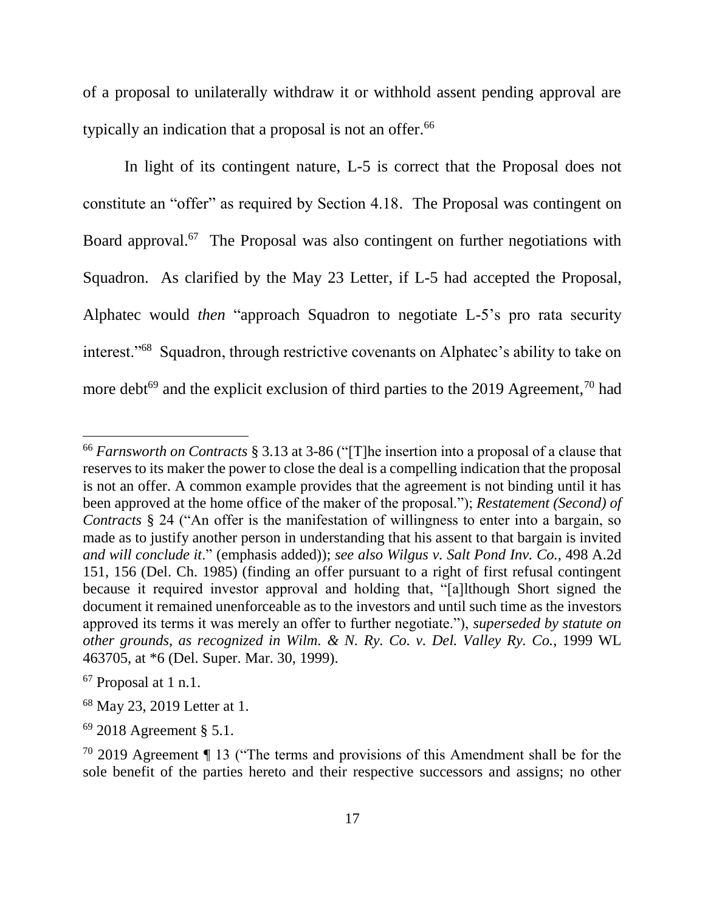of a proposal to unilaterally withdraw it or withhold assent pending approval are typically an indication that a proposal is not an offer.[66]

In light of its contingent nature, L-5 is correct that the Proposal does not constitute an "offer" as required by Section 4.18. The Proposal was contingent on Board approval.[67] The Proposal was also contingent on further negotiations with Squadron. As clarified by the May 23 Letter, if L-5 had accepted the Proposal, Alphatec would *then* "approach Squadron to negotiate L-5's pro rata security interest."[68] Squadron, through restrictive covenants on Alphatec's ability to take on more debt[69] and the explicit exclusion of third parties to the 2019 Agreement,[70] had

---

[66] *Farnsworth on Contracts* § 3.13 at 3-86 ("[T]he insertion into a proposal of a clause that reserves to its maker the power to close the deal is a compelling indication that the proposal is not an offer. A common example provides that the agreement is not binding until it has been approved at the home office of the maker of the proposal."); *Restatement (Second) of Contracts* § 24 ("An offer is the manifestation of willingness to enter into a bargain, so made as to justify another person in understanding that his assent to that bargain is invited *and will conclude it*." (emphasis added)); *see also Wilgus v. Salt Pond Inv. Co.*, 498 A.2d 151, 156 (Del. Ch. 1985) (finding an offer pursuant to a right of first refusal contingent because it required investor approval and holding that, "[a]lthough Short signed the document it remained unenforceable as to the investors and until such time as the investors approved its terms it was merely an offer to further negotiate."), *superseded by statute on other grounds, as recognized in Wilm. & N. Ry. Co. v. Del. Valley Ry. Co.*, 1999 WL 463705, at *6 (Del. Super. Mar. 30, 1999).

[67] Proposal at 1 n.1.

[68] May 23, 2019 Letter at 1.

[69] 2018 Agreement § 5.1.

[70] 2019 Agreement ¶ 13 ("The terms and provisions of this Amendment shall be for the sole benefit of the parties hereto and their respective successors and assigns; no other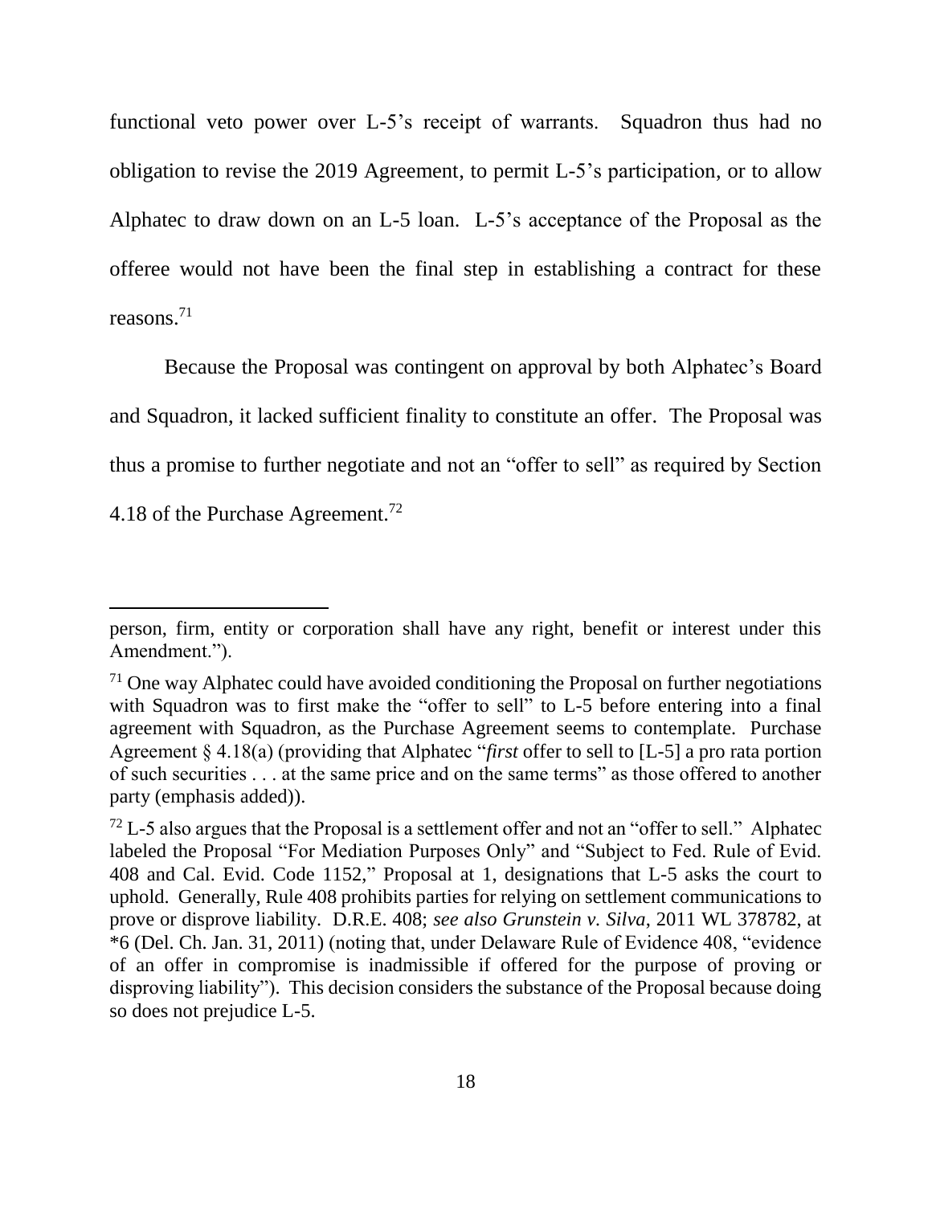functional veto power over L-5's receipt of warrants. Squadron thus had no obligation to revise the 2019 Agreement, to permit L-5's participation, or to allow Alphatec to draw down on an L-5 loan. L-5's acceptance of the Proposal as the offeree would not have been the final step in establishing a contract for these reasons.[71]

Because the Proposal was contingent on approval by both Alphatec's Board and Squadron, it lacked sufficient finality to constitute an offer. The Proposal was thus a promise to further negotiate and not an "offer to sell" as required by Section 4.18 of the Purchase Agreement.[72]

---

person, firm, entity or corporation shall have any right, benefit or interest under this Amendment.").

[71] One way Alphatec could have avoided conditioning the Proposal on further negotiations with Squadron was to first make the "offer to sell" to L-5 before entering into a final agreement with Squadron, as the Purchase Agreement seems to contemplate. Purchase Agreement § 4.18(a) (providing that Alphatec "*first* offer to sell to [L-5] a pro rata portion of such securities . . . at the same price and on the same terms" as those offered to another party (emphasis added)).

[72] L-5 also argues that the Proposal is a settlement offer and not an "offer to sell." Alphatec labeled the Proposal "For Mediation Purposes Only" and "Subject to Fed. Rule of Evid. 408 and Cal. Evid. Code 1152," Proposal at 1, designations that L-5 asks the court to uphold. Generally, Rule 408 prohibits parties for relying on settlement communications to prove or disprove liability. D.R.E. 408; *see also Grunstein v. Silva*, 2011 WL 378782, at \*6 (Del. Ch. Jan. 31, 2011) (noting that, under Delaware Rule of Evidence 408, "evidence of an offer in compromise is inadmissible if offered for the purpose of proving or disproving liability"). This decision considers the substance of the Proposal because doing so does not prejudice L-5.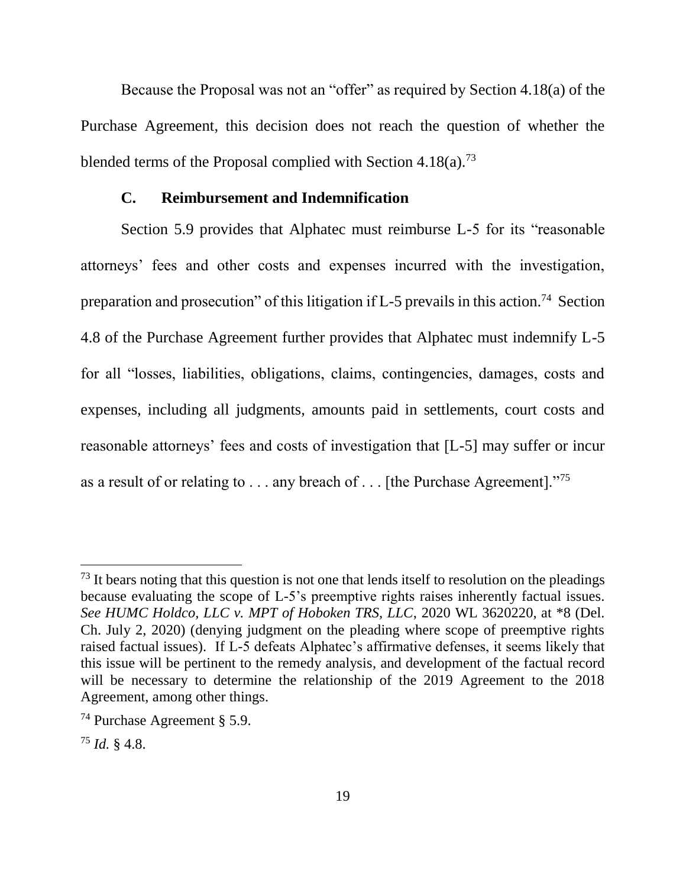Because the Proposal was not an "offer" as required by Section 4.18(a) of the Purchase Agreement, this decision does not reach the question of whether the blended terms of the Proposal complied with Section 4.18(a).[73]

### C. Reimbursement and Indemnification

Section 5.9 provides that Alphatec must reimburse L-5 for its "reasonable attorneys' fees and other costs and expenses incurred with the investigation, preparation and prosecution" of this litigation if L-5 prevails in this action.[74] Section 4.8 of the Purchase Agreement further provides that Alphatec must indemnify L-5 for all "losses, liabilities, obligations, claims, contingencies, damages, costs and expenses, including all judgments, amounts paid in settlements, court costs and reasonable attorneys' fees and costs of investigation that [L-5] may suffer or incur as a result of or relating to . . . any breach of . . . [the Purchase Agreement]."[75]

---

[73] It bears noting that this question is not one that lends itself to resolution on the pleadings because evaluating the scope of L-5's preemptive rights raises inherently factual issues. *See HUMC Holdco, LLC v. MPT of Hoboken TRS, LLC*, 2020 WL 3620220, at *8 (Del. Ch. July 2, 2020) (denying judgment on the pleading where scope of preemptive rights raised factual issues). If L-5 defeats Alphatec's affirmative defenses, it seems likely that this issue will be pertinent to the remedy analysis, and development of the factual record will be necessary to determine the relationship of the 2019 Agreement to the 2018 Agreement, among other things.

[74] Purchase Agreement § 5.9.

[75] *Id.* § 4.8.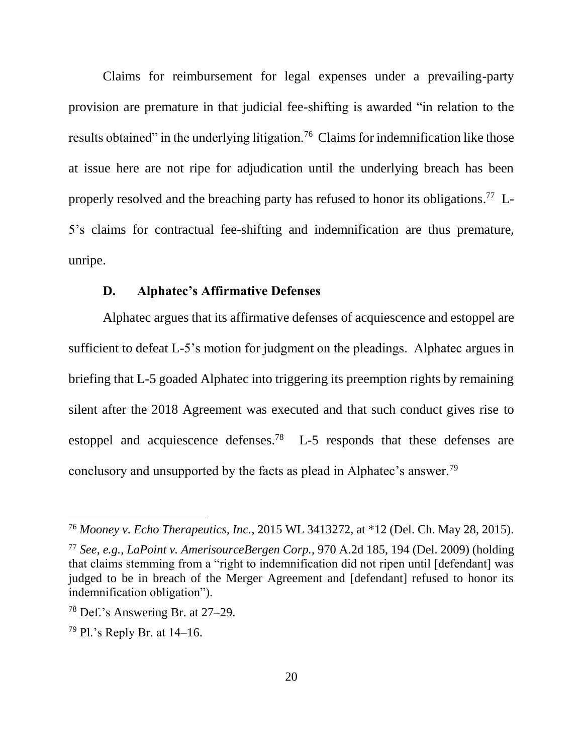Claims for reimbursement for legal expenses under a prevailing-party provision are premature in that judicial fee-shifting is awarded "in relation to the results obtained" in the underlying litigation.[76] Claims for indemnification like those at issue here are not ripe for adjudication until the underlying breach has been properly resolved and the breaching party has refused to honor its obligations.[77] L-5's claims for contractual fee-shifting and indemnification are thus premature, unripe.

### D. Alphatec's Affirmative Defenses

Alphatec argues that its affirmative defenses of acquiescence and estoppel are sufficient to defeat L-5's motion for judgment on the pleadings. Alphatec argues in briefing that L-5 goaded Alphatec into triggering its preemption rights by remaining silent after the 2018 Agreement was executed and that such conduct gives rise to estoppel and acquiescence defenses.[78] L-5 responds that these defenses are conclusory and unsupported by the facts as plead in Alphatec's answer.[79]

---

[76] *Mooney v. Echo Therapeutics, Inc.*, 2015 WL 3413272, at *12 (Del. Ch. May 28, 2015).

[77] *See, e.g.*, *LaPoint v. AmerisourceBergen Corp.*, 970 A.2d 185, 194 (Del. 2009) (holding that claims stemming from a "right to indemnification did not ripen until [defendant] was judged to be in breach of the Merger Agreement and [defendant] refused to honor its indemnification obligation").

[78] Def.'s Answering Br. at 27–29.

[79] Pl.'s Reply Br. at 14–16.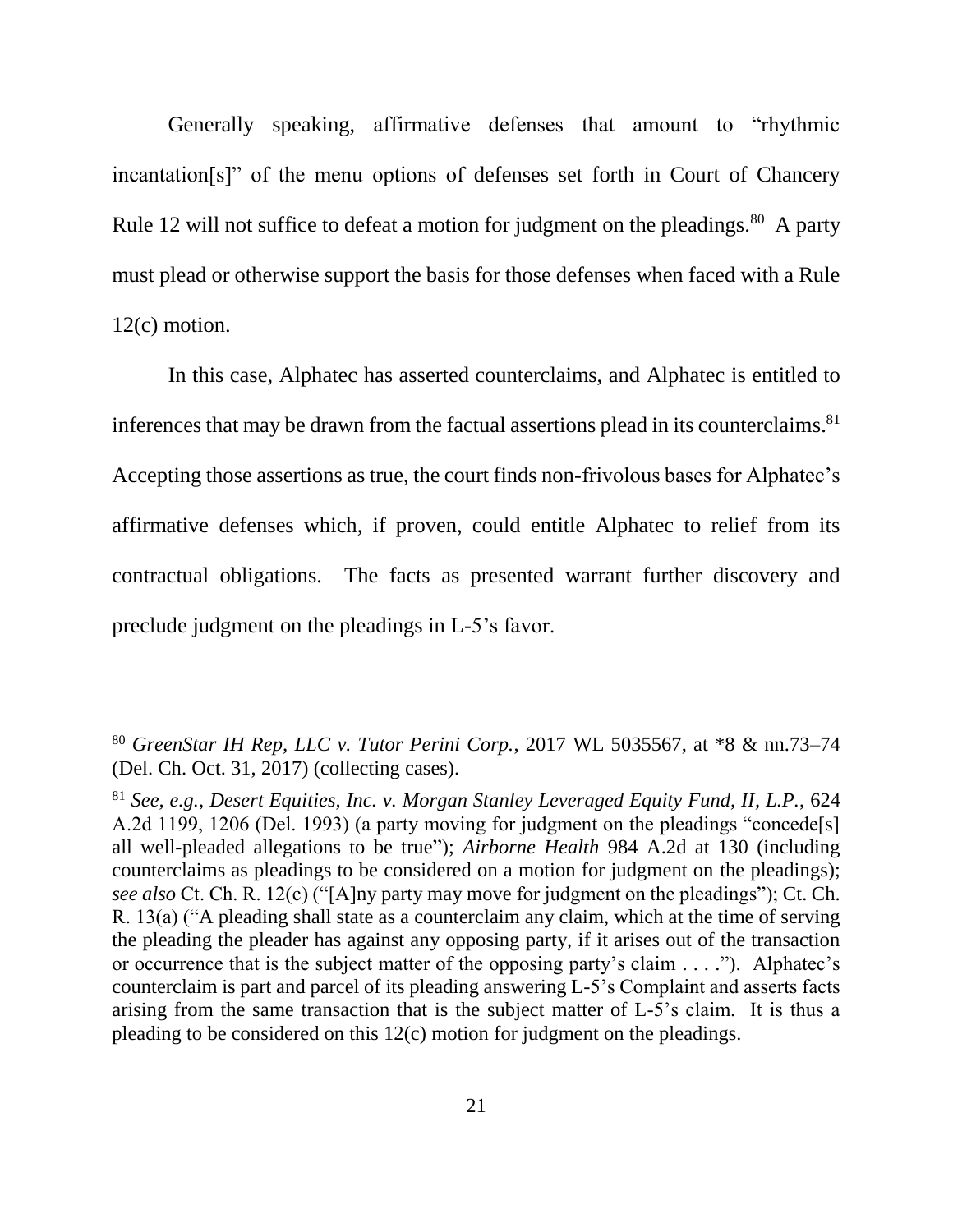Generally speaking, affirmative defenses that amount to "rhythmic incantation[s]" of the menu options of defenses set forth in Court of Chancery Rule 12 will not suffice to defeat a motion for judgment on the pleadings.[80] A party must plead or otherwise support the basis for those defenses when faced with a Rule 12(c) motion.

In this case, Alphatec has asserted counterclaims, and Alphatec is entitled to inferences that may be drawn from the factual assertions plead in its counterclaims.[81] Accepting those assertions as true, the court finds non-frivolous bases for Alphatec's affirmative defenses which, if proven, could entitle Alphatec to relief from its contractual obligations. The facts as presented warrant further discovery and preclude judgment on the pleadings in L-5's favor.

---

[80] *GreenStar IH Rep, LLC v. Tutor Perini Corp.*, 2017 WL 5035567, at *8 & nn.73–74 (Del. Ch. Oct. 31, 2017) (collecting cases).

[81] *See, e.g.*, *Desert Equities, Inc. v. Morgan Stanley Leveraged Equity Fund, II, L.P.*, 624 A.2d 1199, 1206 (Del. 1993) (a party moving for judgment on the pleadings "concede[s] all well-pleaded allegations to be true"); *Airborne Health* 984 A.2d at 130 (including counterclaims as pleadings to be considered on a motion for judgment on the pleadings); *see also* Ct. Ch. R. 12(c) ("[A]ny party may move for judgment on the pleadings"); Ct. Ch. R. 13(a) ("A pleading shall state as a counterclaim any claim, which at the time of serving the pleading the pleader has against any opposing party, if it arises out of the transaction or occurrence that is the subject matter of the opposing party's claim . . . ."). Alphatec's counterclaim is part and parcel of its pleading answering L-5's Complaint and asserts facts arising from the same transaction that is the subject matter of L-5's claim. It is thus a pleading to be considered on this 12(c) motion for judgment on the pleadings.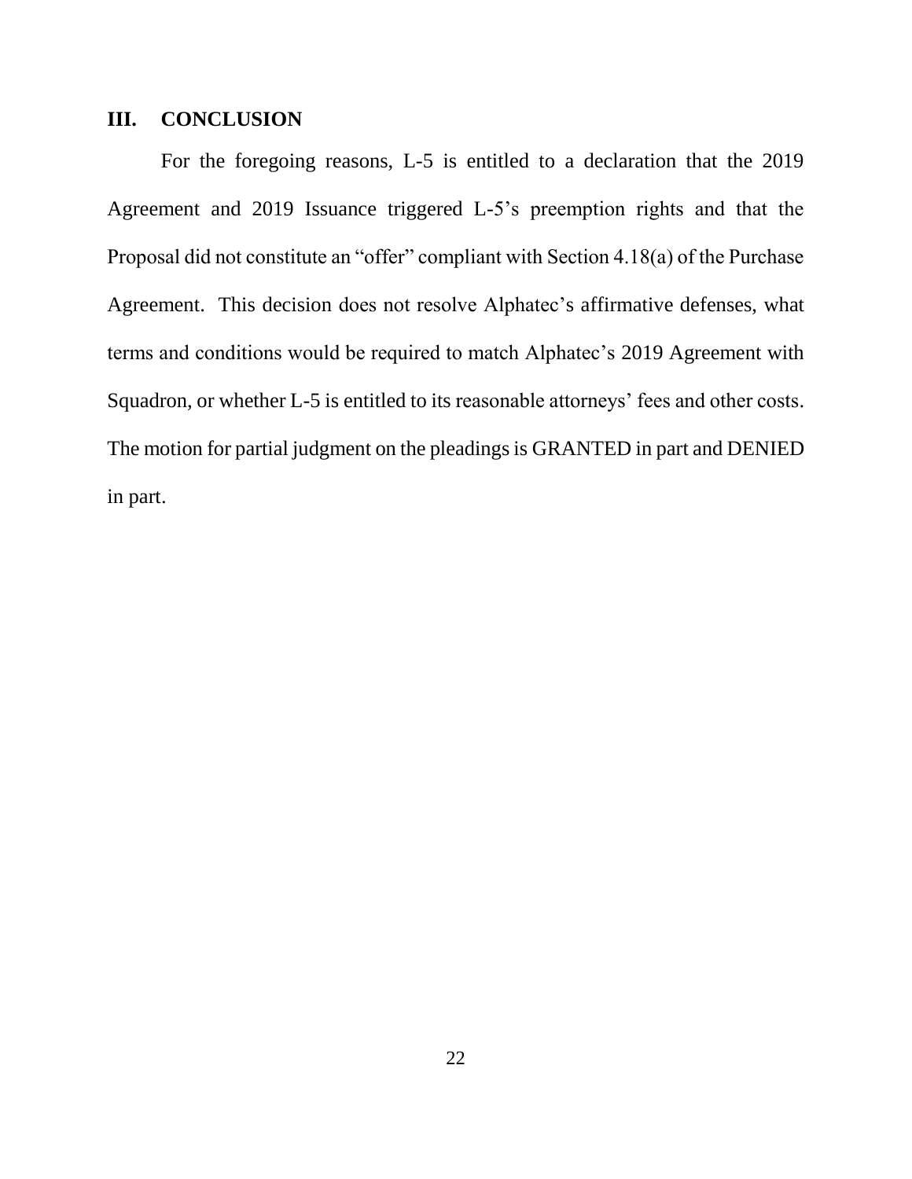## III. CONCLUSION

For the foregoing reasons, L-5 is entitled to a declaration that the 2019 Agreement and 2019 Issuance triggered L-5's preemption rights and that the Proposal did not constitute an "offer" compliant with Section 4.18(a) of the Purchase Agreement. This decision does not resolve Alphatec's affirmative defenses, what terms and conditions would be required to match Alphatec's 2019 Agreement with Squadron, or whether L-5 is entitled to its reasonable attorneys' fees and other costs. The motion for partial judgment on the pleadings is GRANTED in part and DENIED in part.